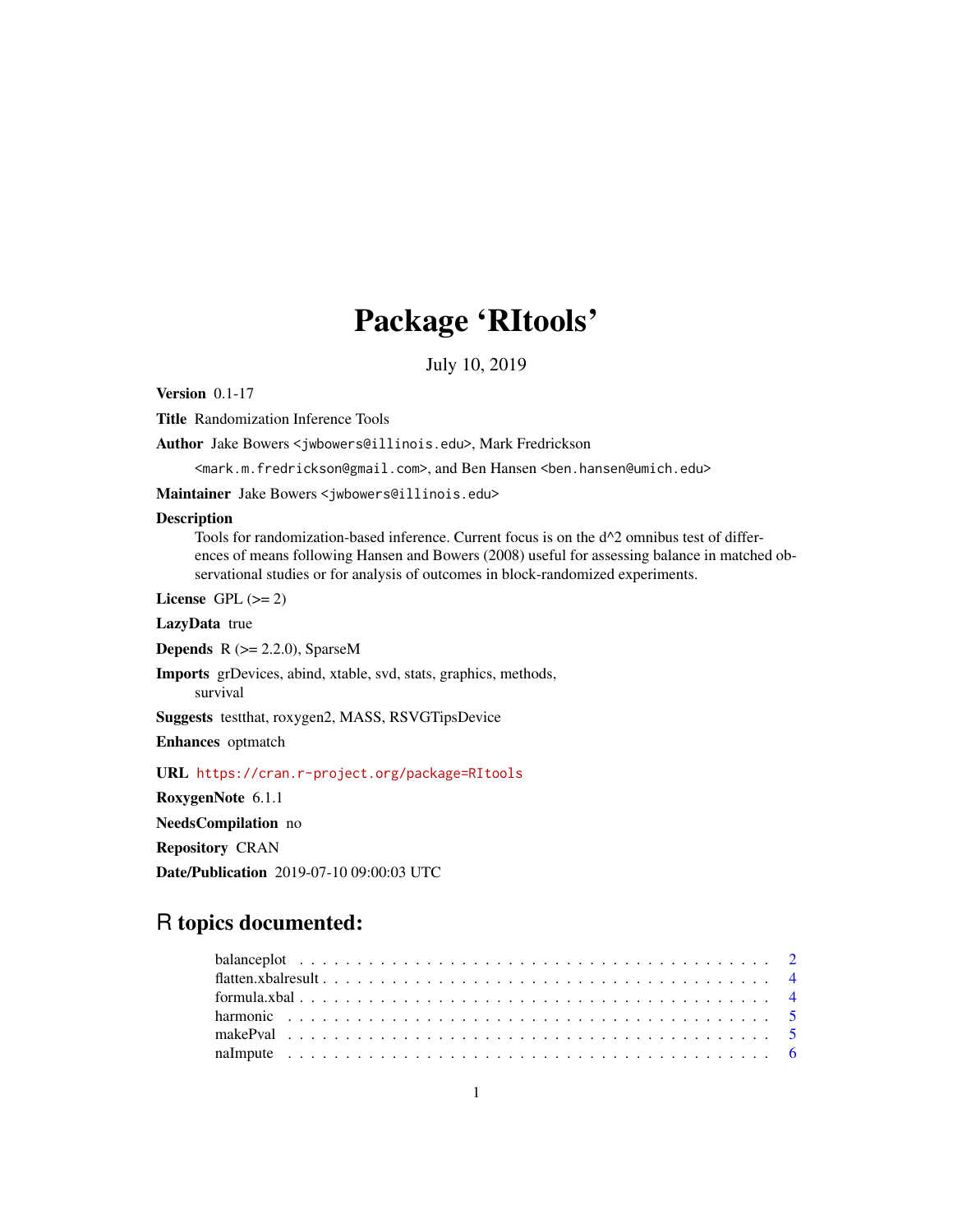# Package 'RItools'

July 10, 2019

**Version** 0.1-17

**Title** Randomization Inference Tools

**Author** Jake Bowers <jwbowers@illinois.edu>, Mark Fredrickson <mark.m.fredrickson@gmail.com>, and Ben Hansen <ben.hansen@umich.edu>

**Maintainer** Jake Bowers <jwbowers@illinois.edu>

**Description** Tools for randomization-based inference. Current focus is on the d^2 omnibus test of differences of means following Hansen and Bowers (2008) useful for assessing balance in matched observational studies or for analysis of outcomes in block-randomized experiments.

**License** GPL (>= 2)

**LazyData** true

**Depends** R (>= 2.2.0), SparseM

**Imports** grDevices, abind, xtable, svd, stats, graphics, methods, survival

**Suggests** testthat, roxygen2, MASS, RSVGTipsDevice

**Enhances** optmatch

**URL** https://cran.r-project.org/package=RItools

**RoxygenNote** 6.1.1

**NeedsCompilation** no

**Repository** CRAN

**Date/Publication** 2019-07-10 09:00:03 UTC

## R topics documented:

| | |
|---|---|
| balanceplot | 2 |
| flatten.xbalresult | 4 |
| formula.xbal | 4 |
| harmonic | 5 |
| makePval | 5 |
| naImpute | 6 |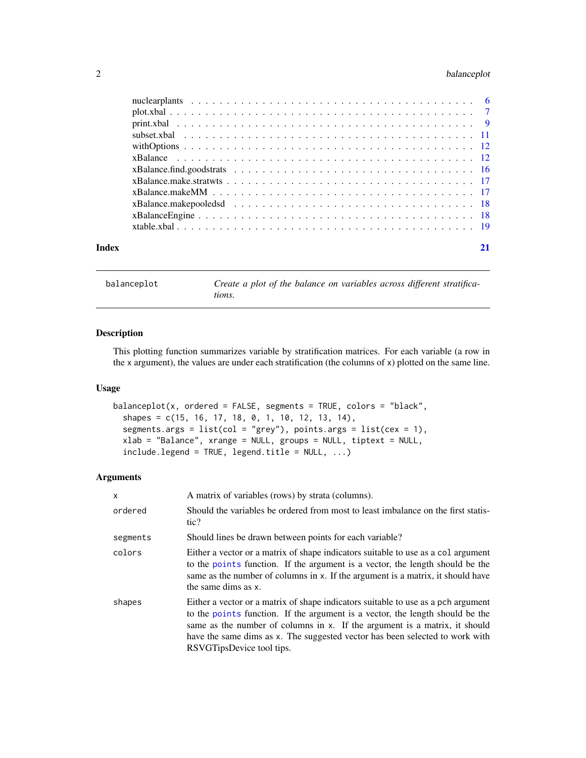| | |
|---|---|
| nuclearplants | 6 |
| plot.xbal | 7 |
| print.xbal | 9 |
| subset.xbal | 11 |
| withOptions | 12 |
| xBalance | 12 |
| xBalance.find.goodstrats | 16 |
| xBalance.make.stratwts | 17 |
| xBalance.makeMM | 17 |
| xBalance.makepooledsd | 18 |
| xBalanceEngine | 18 |
| xtable.xbal | 19 |

**Index** 21

---

`balanceplot` *Create a plot of the balance on variables across different stratifications.*

---

## Description

This plotting function summarizes variable by stratification matrices. For each variable (a row in the `x` argument), the values are under each stratification (the columns of `x`) plotted on the same line.

## Usage

```
balanceplot(x, ordered = FALSE, segments = TRUE, colors = "black",
  shapes = c(15, 16, 17, 18, 0, 1, 10, 12, 13, 14),
  segments.args = list(col = "grey"), points.args = list(cex = 1),
  xlab = "Balance", xrange = NULL, groups = NULL, tiptext = NULL,
  include.legend = TRUE, legend.title = NULL, ...)
```

## Arguments

| | |
|---|---|
| `x` | A matrix of variables (rows) by strata (columns). |
| `ordered` | Should the variables be ordered from most to least imbalance on the first statistic? |
| `segments` | Should lines be drawn between points for each variable? |
| `colors` | Either a vector or a matrix of shape indicators suitable to use as a `col` argument to the `points` function. If the argument is a vector, the length should be the same as the number of columns in `x`. If the argument is a matrix, it should have the same dims as `x`. |
| `shapes` | Either a vector or a matrix of shape indicators suitable to use as a `pch` argument to the `points` function. If the argument is a vector, the length should be the same as the number of columns in `x`. If the argument is a matrix, it should have the same dims as `x`. The suggested vector has been selected to work with RSVGTipsDevice tool tips. |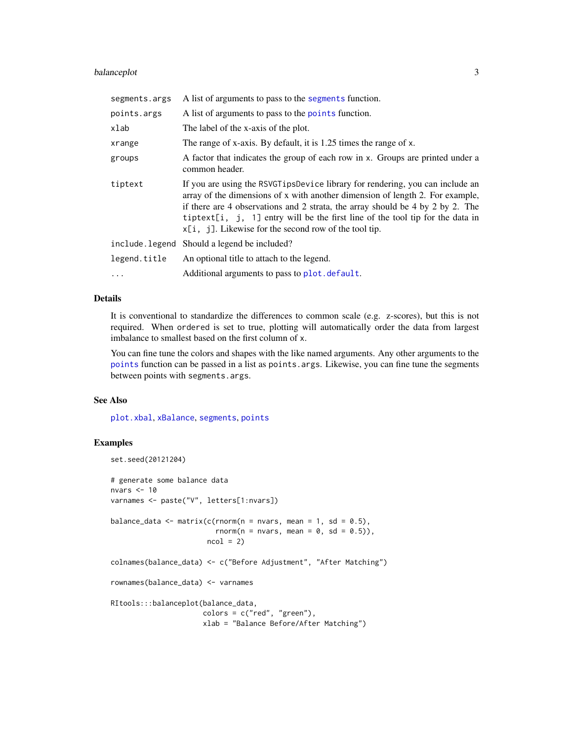| | |
|---|---|
| `segments.args` | A list of arguments to pass to the `segments` function. |
| `points.args` | A list of arguments to pass to the `points` function. |
| `xlab` | The label of the x-axis of the plot. |
| `xrange` | The range of x-axis. By default, it is 1.25 times the range of `x`. |
| `groups` | A factor that indicates the group of each row in `x`. Groups are printed under a common header. |
| `tiptext` | If you are using the `RSVGTipsDevice` library for rendering, you can include an array of the dimensions of x with another dimension of length 2. For example, if there are 4 observations and 2 strata, the array should be 4 by 2 by 2. The `tiptext[i, j, 1]` entry will be the first line of the tool tip for the data in `x[i, j]`. Likewise for the second row of the tool tip. |
| `include.legend` | Should a legend be included? |
| `legend.title` | An optional title to attach to the legend. |
| `...` | Additional arguments to pass to `plot.default`. |

## Details

It is conventional to standardize the differences to common scale (e.g. z-scores), but this is not required. When `ordered` is set to true, plotting will automatically order the data from largest imbalance to smallest based on the first column of `x`.

You can fine tune the colors and shapes with the like named arguments. Any other arguments to the `points` function can be passed in a list as `points.args`. Likewise, you can fine tune the segments between points with `segments.args`.

## See Also

`plot.xbal`, `xBalance`, `segments`, `points`

## Examples

```
set.seed(20121204)

# generate some balance data
nvars <- 10
varnames <- paste("V", letters[1:nvars])

balance_data <- matrix(c(rnorm(n = nvars, mean = 1, sd = 0.5),
                         rnorm(n = nvars, mean = 0, sd = 0.5)),
                       ncol = 2)

colnames(balance_data) <- c("Before Adjustment", "After Matching")

rownames(balance_data) <- varnames

RItools:::balanceplot(balance_data,
                      colors = c("red", "green"),
                      xlab = "Balance Before/After Matching")
```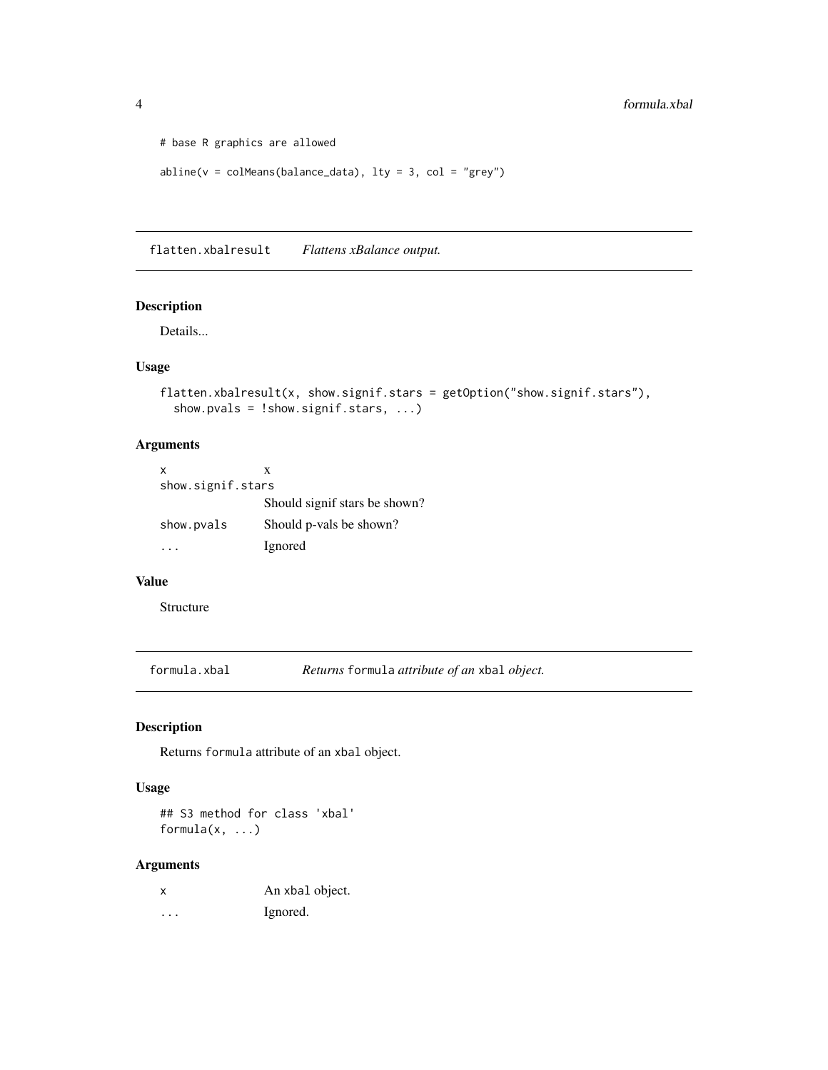```
# base R graphics are allowed

abline(v = colMeans(balance_data), lty = 3, col = "grey")
```

## flatten.xbalresult — *Flattens xBalance output.*

### Description

Details...

### Usage

```
flatten.xbalresult(x, show.signif.stars = getOption("show.signif.stars"),
  show.pvals = !show.signif.stars, ...)
```

### Arguments

| | |
|---|---|
| `x` | x |
| `show.signif.stars` | Should signif stars be shown? |
| `show.pvals` | Should p-vals be shown? |
| `...` | Ignored |

### Value

Structure

## formula.xbal — *Returns `formula` attribute of an `xbal` object.*

### Description

Returns `formula` attribute of an `xbal` object.

### Usage

```
## S3 method for class 'xbal'
formula(x, ...)
```

### Arguments

| | |
|---|---|
| `x` | An `xbal` object. |
| `...` | Ignored. |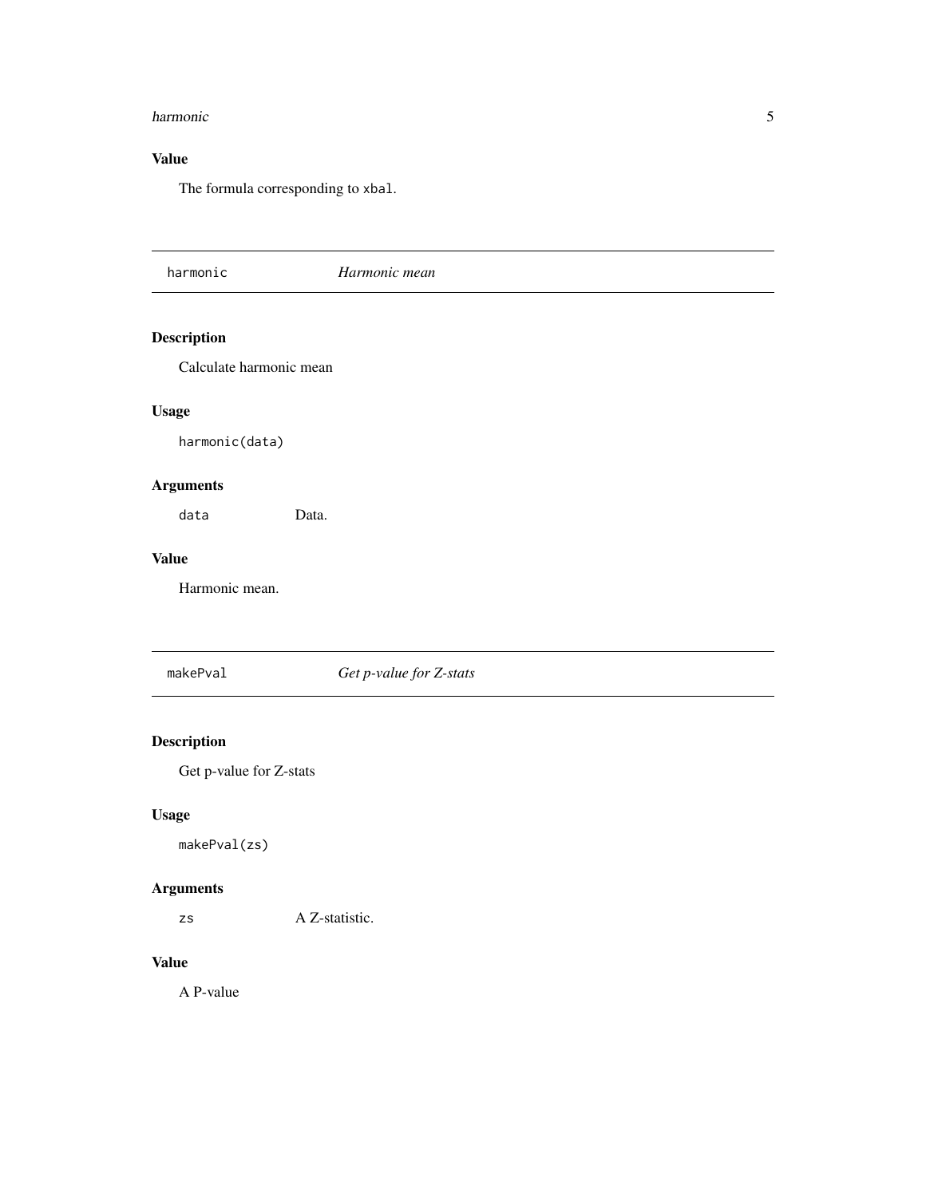## Value

The formula corresponding to `xbal`.

---

# harmonic *Harmonic mean*

---

## Description

Calculate harmonic mean

## Usage

```
harmonic(data)
```

## Arguments

| | |
|---|---|
| `data` | Data. |

## Value

Harmonic mean.

---

# makePval *Get p-value for Z-stats*

---

## Description

Get p-value for Z-stats

## Usage

```
makePval(zs)
```

## Arguments

| | |
|---|---|
| `zs` | A Z-statistic. |

## Value

A P-value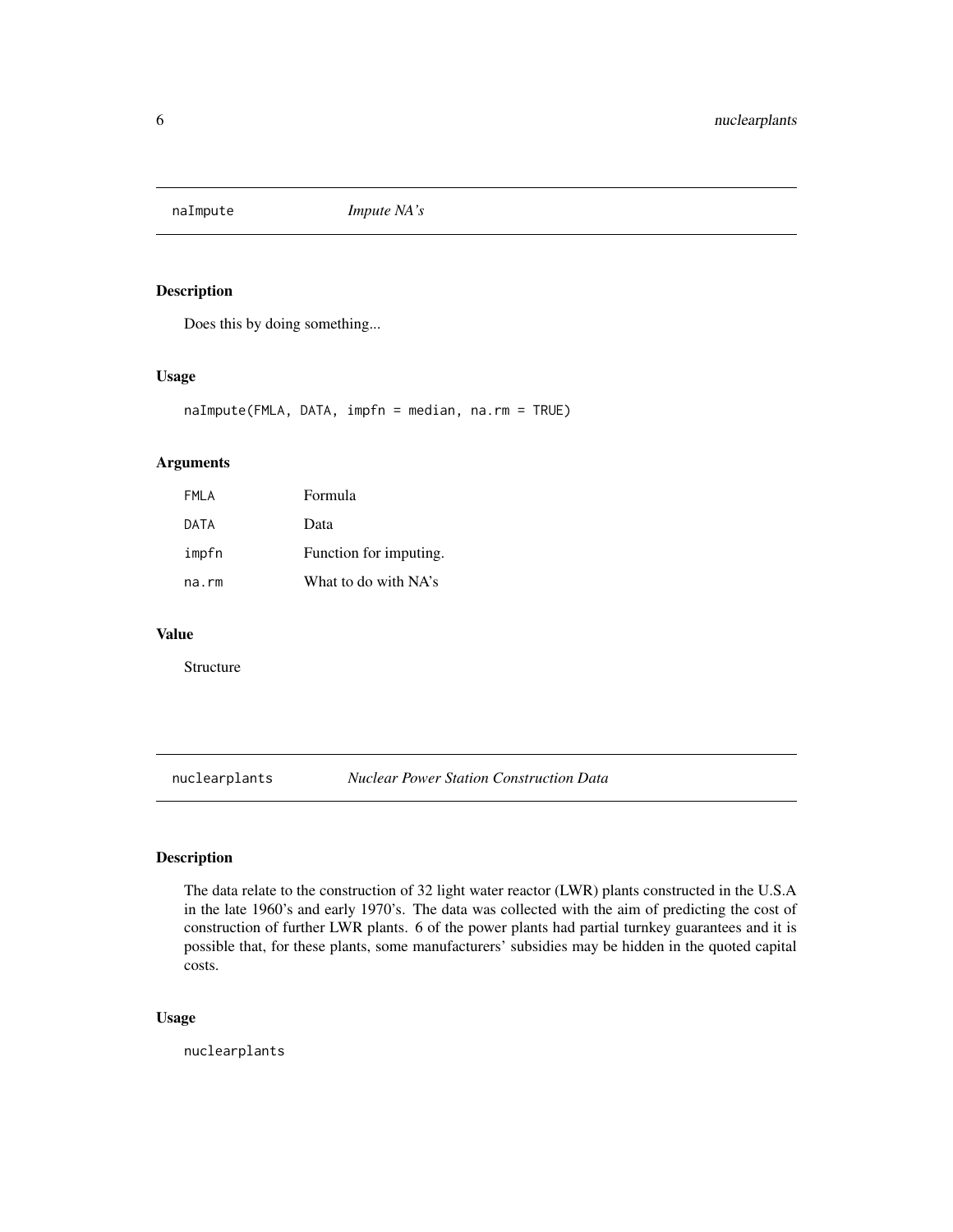## naImpute *Impute NA's*

### Description

Does this by doing something...

### Usage

```
naImpute(FMLA, DATA, impfn = median, na.rm = TRUE)
```

### Arguments

| | |
|---|---|
| FMLA | Formula |
| DATA | Data |
| impfn | Function for imputing. |
| na.rm | What to do with NA's |

### Value

Structure

## nuclearplants *Nuclear Power Station Construction Data*

### Description

The data relate to the construction of 32 light water reactor (LWR) plants constructed in the U.S.A in the late 1960's and early 1970's. The data was collected with the aim of predicting the cost of construction of further LWR plants. 6 of the power plants had partial turnkey guarantees and it is possible that, for these plants, some manufacturers' subsidies may be hidden in the quoted capital costs.

### Usage

```
nuclearplants
```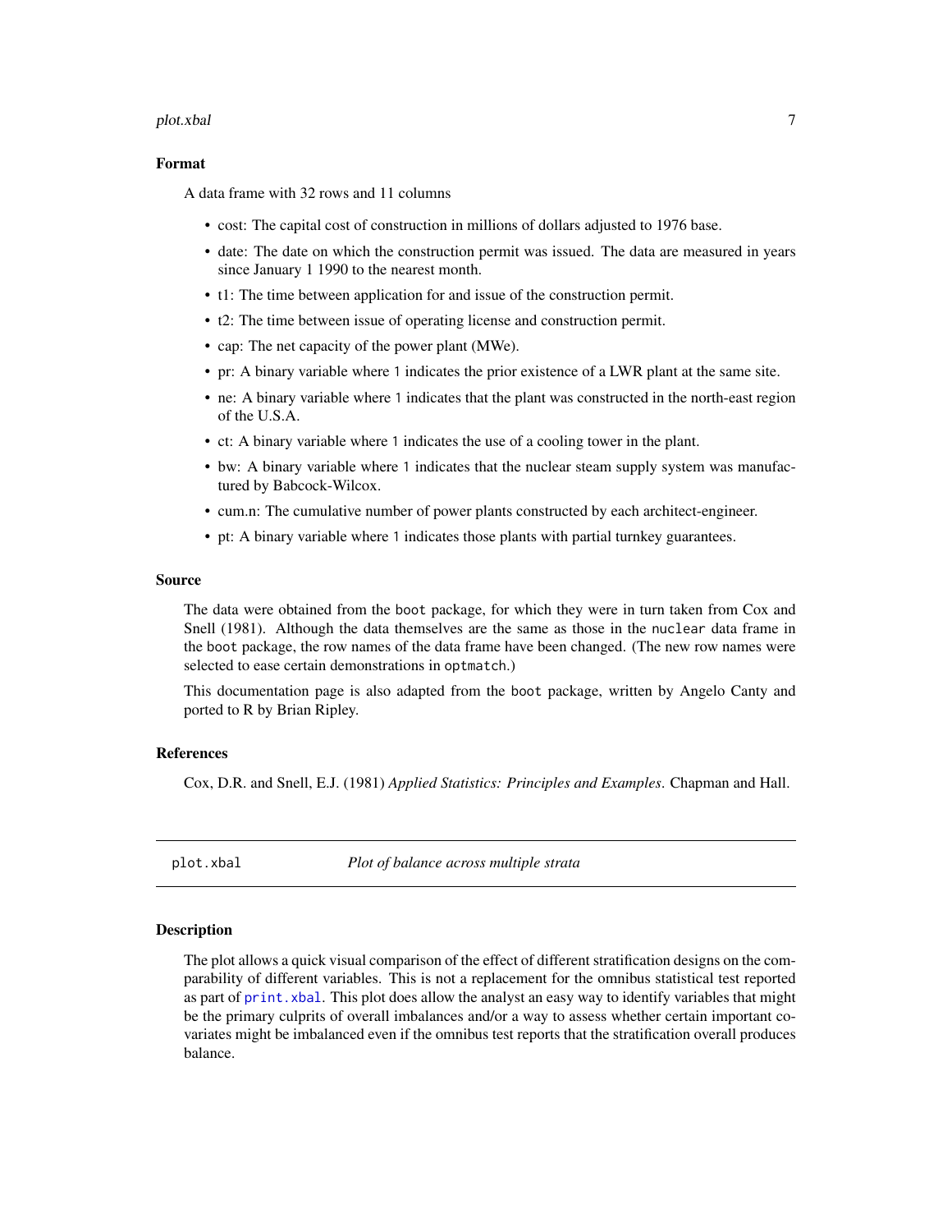### Format

A data frame with 32 rows and 11 columns

- cost: The capital cost of construction in millions of dollars adjusted to 1976 base.
- date: The date on which the construction permit was issued. The data are measured in years since January 1 1990 to the nearest month.
- t1: The time between application for and issue of the construction permit.
- t2: The time between issue of operating license and construction permit.
- cap: The net capacity of the power plant (MWe).
- pr: A binary variable where `1` indicates the prior existence of a LWR plant at the same site.
- ne: A binary variable where `1` indicates that the plant was constructed in the north-east region of the U.S.A.
- ct: A binary variable where `1` indicates the use of a cooling tower in the plant.
- bw: A binary variable where `1` indicates that the nuclear steam supply system was manufactured by Babcock-Wilcox.
- cum.n: The cumulative number of power plants constructed by each architect-engineer.
- pt: A binary variable where `1` indicates those plants with partial turnkey guarantees.

### Source

The data were obtained from the `boot` package, for which they were in turn taken from Cox and Snell (1981). Although the data themselves are the same as those in the `nuclear` data frame in the `boot` package, the row names of the data frame have been changed. (The new row names were selected to ease certain demonstrations in `optmatch`.)

This documentation page is also adapted from the `boot` package, written by Angelo Canty and ported to R by Brian Ripley.

### References

Cox, D.R. and Snell, E.J. (1981) *Applied Statistics: Principles and Examples*. Chapman and Hall.

---

## plot.xbal — *Plot of balance across multiple strata*

### Description

The plot allows a quick visual comparison of the effect of different stratification designs on the comparability of different variables. This is not a replacement for the omnibus statistical test reported as part of `print.xbal`. This plot does allow the analyst an easy way to identify variables that might be the primary culprits of overall imbalances and/or a way to assess whether certain important covariates might be imbalanced even if the omnibus test reports that the stratification overall produces balance.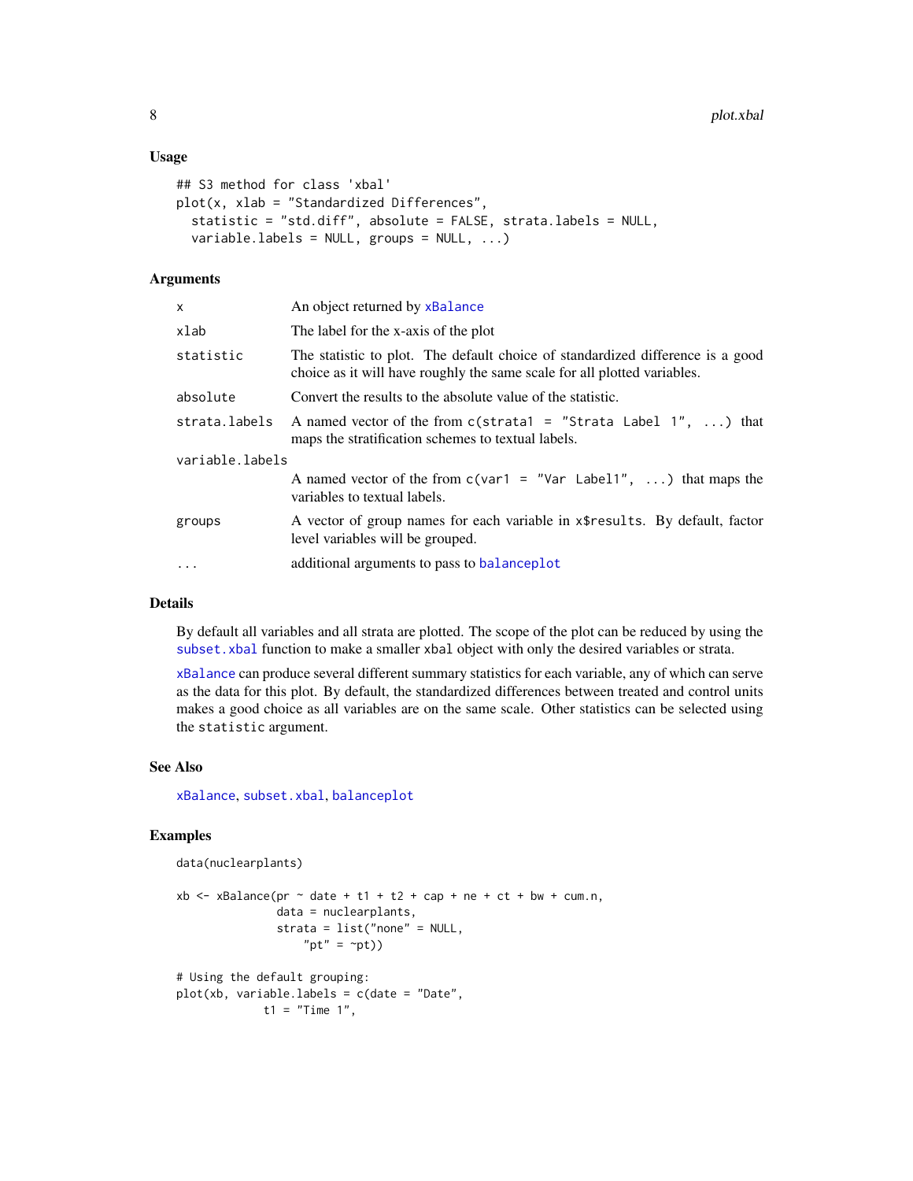### Usage

```
## S3 method for class 'xbal'
plot(x, xlab = "Standardized Differences",
  statistic = "std.diff", absolute = FALSE, strata.labels = NULL,
  variable.labels = NULL, groups = NULL, ...)
```

### Arguments

| | |
|---|---|
| x | An object returned by xBalance |
| xlab | The label for the x-axis of the plot |
| statistic | The statistic to plot. The default choice of standardized difference is a good choice as it will have roughly the same scale for all plotted variables. |
| absolute | Convert the results to the absolute value of the statistic. |
| strata.labels | A named vector of the from `c(strata1 = "Strata Label 1", ...)` that maps the stratification schemes to textual labels. |
| variable.labels | A named vector of the from `c(var1 = "Var Label1", ...)` that maps the variables to textual labels. |
| groups | A vector of group names for each variable in `x$results`. By default, factor level variables will be grouped. |
| ... | additional arguments to pass to balanceplot |

### Details

By default all variables and all strata are plotted. The scope of the plot can be reduced by using the subset.xbal function to make a smaller xbal object with only the desired variables or strata.

xBalance can produce several different summary statistics for each variable, any of which can serve as the data for this plot. By default, the standardized differences between treated and control units makes a good choice as all variables are on the same scale. Other statistics can be selected using the statistic argument.

### See Also

xBalance, subset.xbal, balanceplot

### Examples

```
data(nuclearplants)

xb <- xBalance(pr ~ date + t1 + t2 + cap + ne + ct + bw + cum.n,
               data = nuclearplants,
               strata = list("none" = NULL,
                   "pt" = ~pt))

# Using the default grouping:
plot(xb, variable.labels = c(date = "Date",
             t1 = "Time 1",
```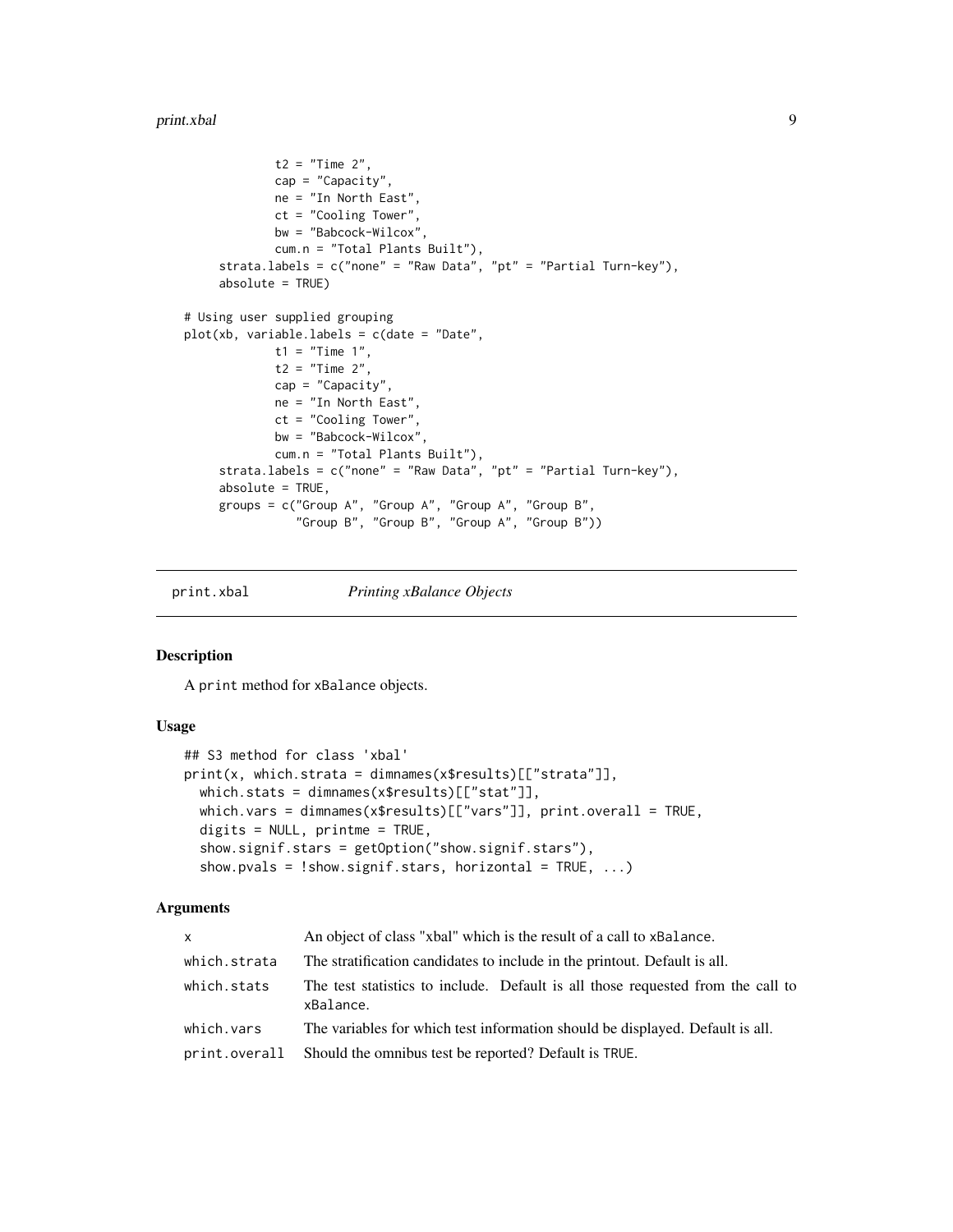```
            t2 = "Time 2",
            cap = "Capacity",
            ne = "In North East",
            ct = "Cooling Tower",
            bw = "Babcock-Wilcox",
            cum.n = "Total Plants Built"),
     strata.labels = c("none" = "Raw Data", "pt" = "Partial Turn-key"),
     absolute = TRUE)

# Using user supplied grouping
plot(xb, variable.labels = c(date = "Date",
            t1 = "Time 1",
            t2 = "Time 2",
            cap = "Capacity",
            ne = "In North East",
            ct = "Cooling Tower",
            bw = "Babcock-Wilcox",
            cum.n = "Total Plants Built"),
     strata.labels = c("none" = "Raw Data", "pt" = "Partial Turn-key"),
     absolute = TRUE,
     groups = c("Group A", "Group A", "Group A", "Group B",
                "Group B", "Group B", "Group A", "Group B"))
```

## print.xbal — *Printing xBalance Objects*

### Description

A `print` method for `xBalance` objects.

### Usage

```
## S3 method for class 'xbal'
print(x, which.strata = dimnames(x$results)[["strata"]],
  which.stats = dimnames(x$results)[["stat"]],
  which.vars = dimnames(x$results)[["vars"]], print.overall = TRUE,
  digits = NULL, printme = TRUE,
  show.signif.stars = getOption("show.signif.stars"),
  show.pvals = !show.signif.stars, horizontal = TRUE, ...)
```

### Arguments

| | |
|---|---|
| `x` | An object of class "xbal" which is the result of a call to `xBalance`. |
| `which.strata` | The stratification candidates to include in the printout. Default is all. |
| `which.stats` | The test statistics to include. Default is all those requested from the call to `xBalance`. |
| `which.vars` | The variables for which test information should be displayed. Default is all. |
| `print.overall` | Should the omnibus test be reported? Default is `TRUE`. |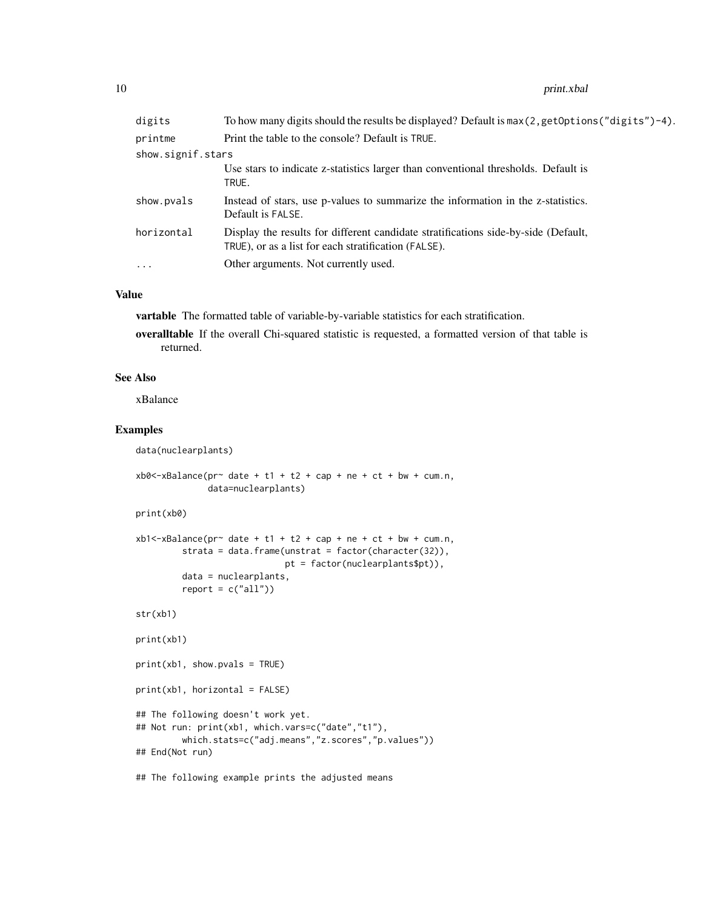| | |
|---|---|
| digits | To how many digits should the results be displayed? Default is `max(2,getOptions("digits")-4)`. |
| printme | Print the table to the console? Default is `TRUE`. |
| show.signif.stars | Use stars to indicate z-statistics larger than conventional thresholds. Default is `TRUE`. |
| show.pvals | Instead of stars, use p-values to summarize the information in the z-statistics. Default is `FALSE`. |
| horizontal | Display the results for different candidate stratifications side-by-side (Default, `TRUE`), or as a list for each stratification (`FALSE`). |
| ... | Other arguments. Not currently used. |

### Value

**vartable** The formatted table of variable-by-variable statistics for each stratification.

**overalltable** If the overall Chi-squared statistic is requested, a formatted version of that table is returned.

### See Also

xBalance

### Examples

```
data(nuclearplants)

xb0<-xBalance(pr~ date + t1 + t2 + cap + ne + ct + bw + cum.n,
              data=nuclearplants)

print(xb0)

xb1<-xBalance(pr~ date + t1 + t2 + cap + ne + ct + bw + cum.n,
         strata = data.frame(unstrat = factor(character(32)),
                             pt = factor(nuclearplants$pt)),
         data = nuclearplants,
         report = c("all"))

str(xb1)

print(xb1)

print(xb1, show.pvals = TRUE)

print(xb1, horizontal = FALSE)

## The following doesn't work yet.
## Not run: print(xb1, which.vars=c("date","t1"),
         which.stats=c("adj.means","z.scores","p.values"))
## End(Not run)

## The following example prints the adjusted means
```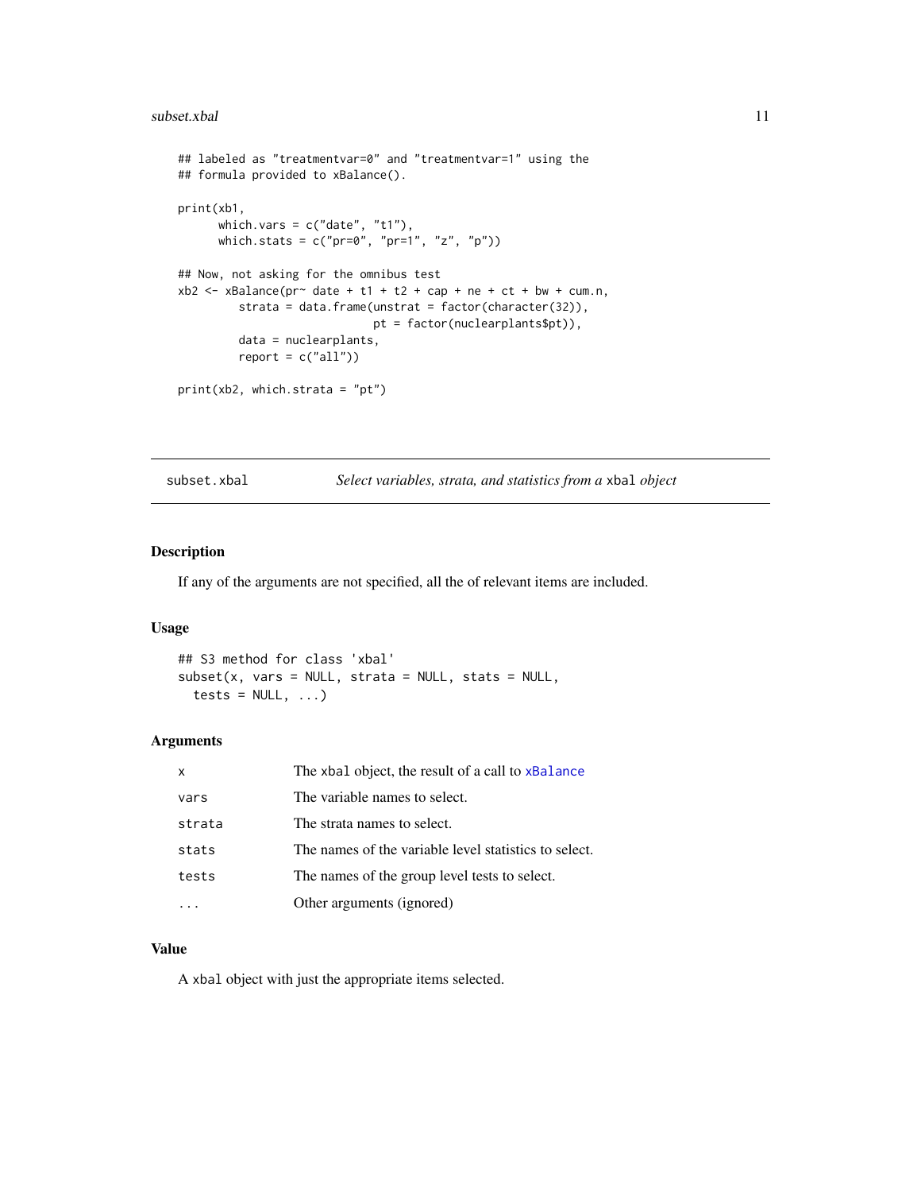```
## labeled as "treatmentvar=0" and "treatmentvar=1" using the
## formula provided to xBalance().

print(xb1,
      which.vars = c("date", "t1"),
      which.stats = c("pr=0", "pr=1", "z", "p"))

## Now, not asking for the omnibus test
xb2 <- xBalance(pr~ date + t1 + t2 + cap + ne + ct + bw + cum.n,
         strata = data.frame(unstrat = factor(character(32)),
                             pt = factor(nuclearplants$pt)),
         data = nuclearplants,
         report = c("all"))

print(xb2, which.strata = "pt")
```

---

subset.xbal — *Select variables, strata, and statistics from a* xbal *object*

---

## Description

If any of the arguments are not specified, all the of relevant items are included.

## Usage

```
## S3 method for class 'xbal'
subset(x, vars = NULL, strata = NULL, stats = NULL,
  tests = NULL, ...)
```

## Arguments

| | |
|---|---|
| x | The xbal object, the result of a call to xBalance |
| vars | The variable names to select. |
| strata | The strata names to select. |
| stats | The names of the variable level statistics to select. |
| tests | The names of the group level tests to select. |
| ... | Other arguments (ignored) |

## Value

A xbal object with just the appropriate items selected.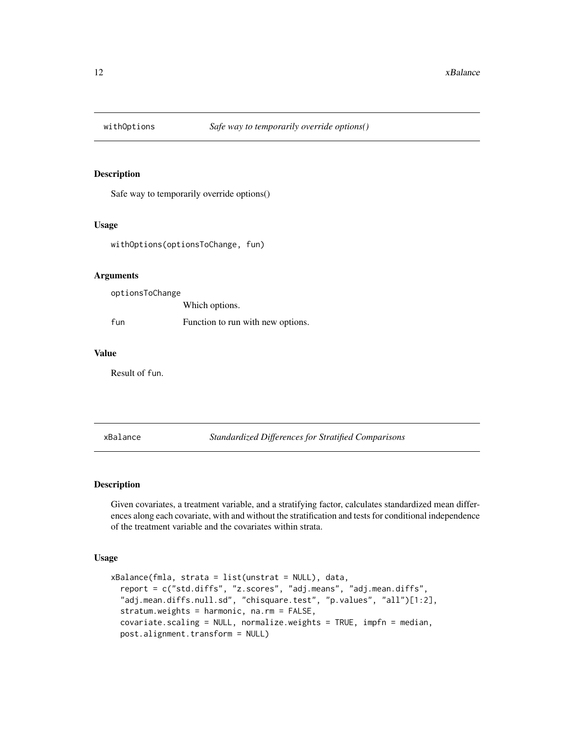## withOptions *Safe way to temporarily override options()*

### Description

Safe way to temporarily override options()

### Usage

```
withOptions(optionsToChange, fun)
```

### Arguments

| | |
|---|---|
| optionsToChange | Which options. |
| fun | Function to run with new options. |

### Value

Result of fun.

## xBalance *Standardized Differences for Stratified Comparisons*

### Description

Given covariates, a treatment variable, and a stratifying factor, calculates standardized mean differences along each covariate, with and without the stratification and tests for conditional independence of the treatment variable and the covariates within strata.

### Usage

```
xBalance(fmla, strata = list(unstrat = NULL), data,
  report = c("std.diffs", "z.scores", "adj.means", "adj.mean.diffs",
  "adj.mean.diffs.null.sd", "chisquare.test", "p.values", "all")[1:2],
  stratum.weights = harmonic, na.rm = FALSE,
  covariate.scaling = NULL, normalize.weights = TRUE, impfn = median,
  post.alignment.transform = NULL)
```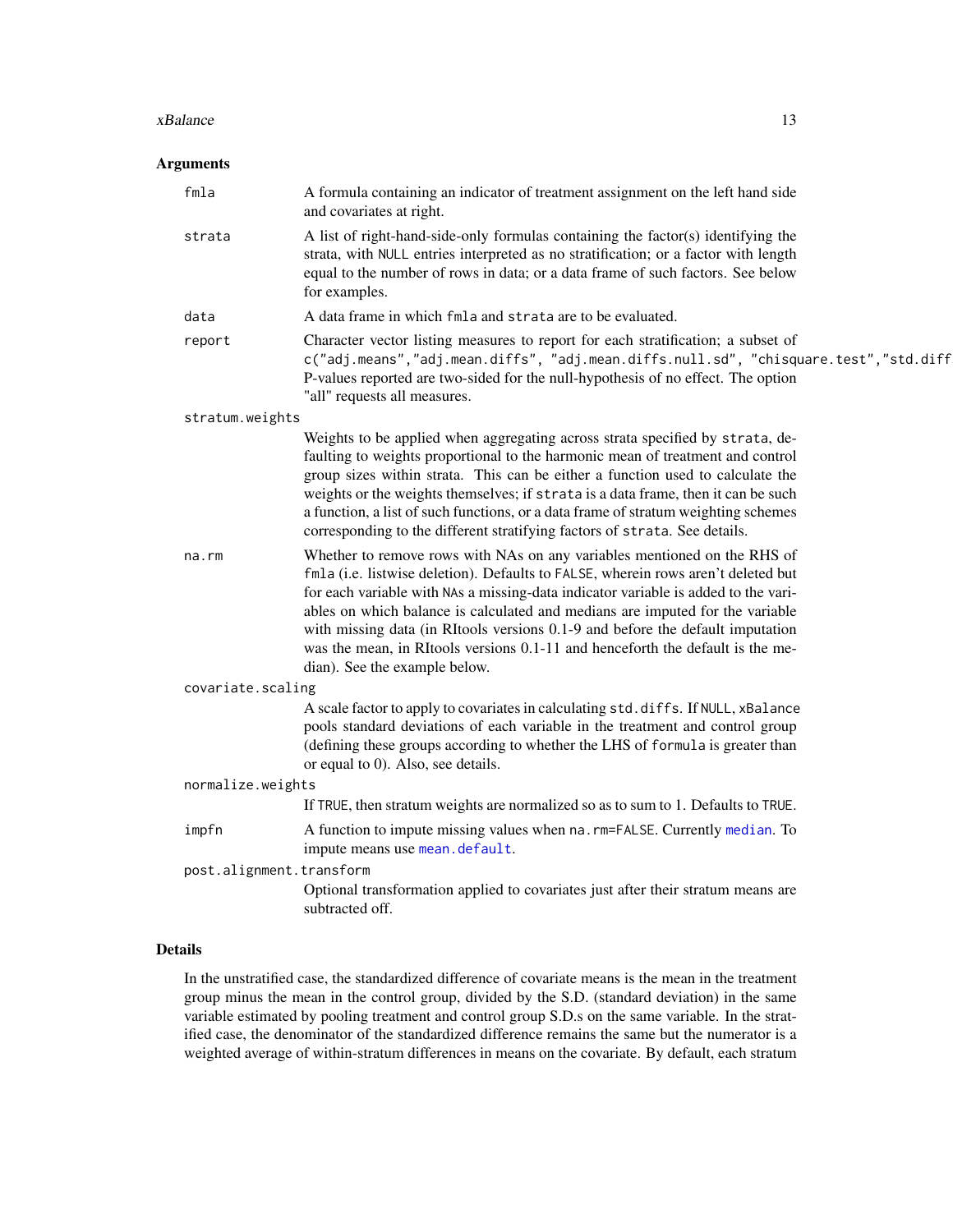## Arguments

- `fmla` — A formula containing an indicator of treatment assignment on the left hand side and covariates at right.
- `strata` — A list of right-hand-side-only formulas containing the factor(s) identifying the strata, with `NULL` entries interpreted as no stratification; or a factor with length equal to the number of rows in data; or a data frame of such factors. See below for examples.
- `data` — A data frame in which `fmla` and `strata` are to be evaluated.
- `report` — Character vector listing measures to report for each stratification; a subset of `c("adj.means","adj.mean.diffs", "adj.mean.diffs.null.sd", "chisquare.test","std.diff` P-values reported are two-sided for the null-hypothesis of no effect. The option "all" requests all measures.
- `stratum.weights` — Weights to be applied when aggregating across strata specified by `strata`, defaulting to weights proportional to the harmonic mean of treatment and control group sizes within strata. This can be either a function used to calculate the weights or the weights themselves; if `strata` is a data frame, then it can be such a function, a list of such functions, or a data frame of stratum weighting schemes corresponding to the different stratifying factors of `strata`. See details.
- `na.rm` — Whether to remove rows with NAs on any variables mentioned on the RHS of `fmla` (i.e. listwise deletion). Defaults to `FALSE`, wherein rows aren't deleted but for each variable with `NA`s a missing-data indicator variable is added to the variables on which balance is calculated and medians are imputed for the variable with missing data (in RItools versions 0.1-9 and before the default imputation was the mean, in RItools versions 0.1-11 and henceforth the default is the median). See the example below.
- `covariate.scaling` — A scale factor to apply to covariates in calculating `std.diffs`. If `NULL`, `xBalance` pools standard deviations of each variable in the treatment and control group (defining these groups according to whether the LHS of `formula` is greater than or equal to 0). Also, see details.
- `normalize.weights` — If `TRUE`, then stratum weights are normalized so as to sum to 1. Defaults to `TRUE`.
- `impfn` — A function to impute missing values when `na.rm=FALSE`. Currently `median`. To impute means use `mean.default`.
- `post.alignment.transform` — Optional transformation applied to covariates just after their stratum means are subtracted off.

## Details

In the unstratified case, the standardized difference of covariate means is the mean in the treatment group minus the mean in the control group, divided by the S.D. (standard deviation) in the same variable estimated by pooling treatment and control group S.D.s on the same variable. In the stratified case, the denominator of the standardized difference remains the same but the numerator is a weighted average of within-stratum differences in means on the covariate. By default, each stratum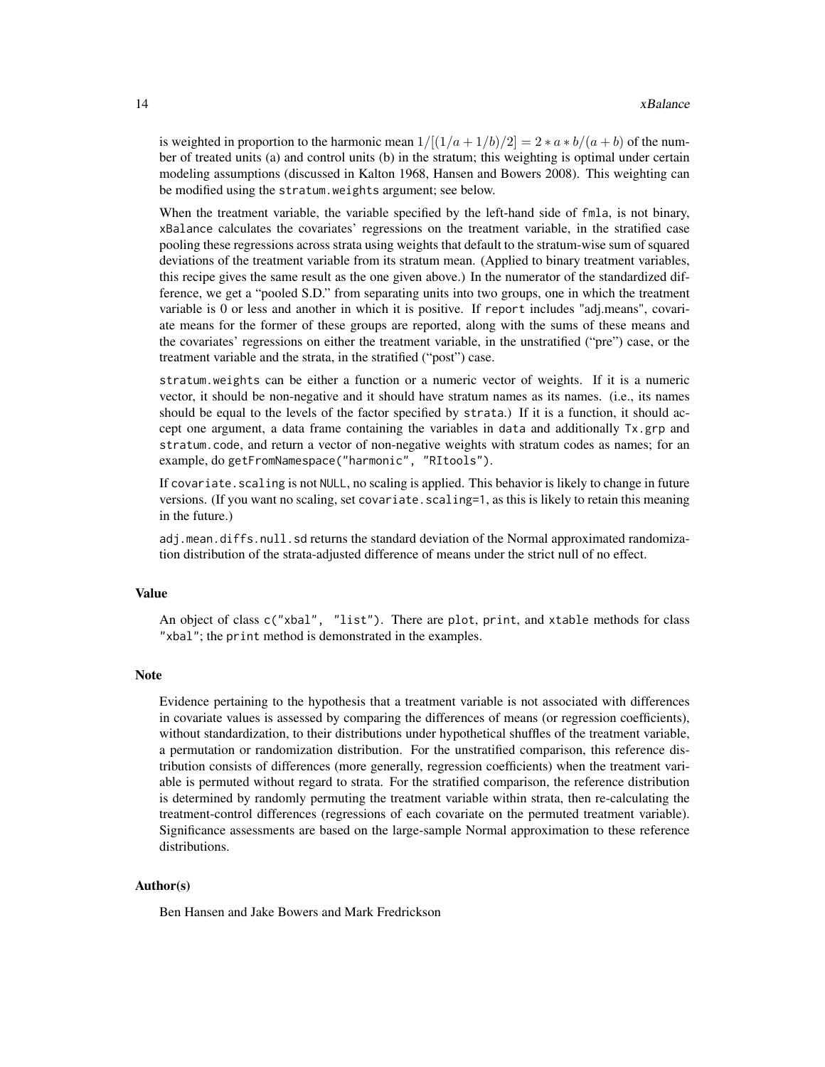is weighted in proportion to the harmonic mean $1/[(1/a + 1/b)/2] = 2 * a * b/(a + b)$ of the number of treated units (a) and control units (b) in the stratum; this weighting is optimal under certain modeling assumptions (discussed in Kalton 1968, Hansen and Bowers 2008). This weighting can be modified using the `stratum.weights` argument; see below.

When the treatment variable, the variable specified by the left-hand side of `fmla`, is not binary, `xBalance` calculates the covariates' regressions on the treatment variable, in the stratified case pooling these regressions across strata using weights that default to the stratum-wise sum of squared deviations of the treatment variable from its stratum mean. (Applied to binary treatment variables, this recipe gives the same result as the one given above.) In the numerator of the standardized difference, we get a "pooled S.D." from separating units into two groups, one in which the treatment variable is 0 or less and another in which it is positive. If `report` includes "adj.means", covariate means for the former of these groups are reported, along with the sums of these means and the covariates' regressions on either the treatment variable, in the unstratified ("pre") case, or the treatment variable and the strata, in the stratified ("post") case.

`stratum.weights` can be either a function or a numeric vector of weights. If it is a numeric vector, it should be non-negative and it should have stratum names as its names. (i.e., its names should be equal to the levels of the factor specified by `strata`.) If it is a function, it should accept one argument, a data frame containing the variables in `data` and additionally `Tx.grp` and `stratum.code`, and return a vector of non-negative weights with stratum codes as names; for an example, do `getFromNamespace("harmonic", "RItools")`.

If `covariate.scaling` is not `NULL`, no scaling is applied. This behavior is likely to change in future versions. (If you want no scaling, set `covariate.scaling=1`, as this is likely to retain this meaning in the future.)

`adj.mean.diffs.null.sd` returns the standard deviation of the Normal approximated randomization distribution of the strata-adjusted difference of means under the strict null of no effect.

## Value

An object of class `c("xbal", "list")`. There are `plot`, `print`, and `xtable` methods for class `"xbal"`; the `print` method is demonstrated in the examples.

## Note

Evidence pertaining to the hypothesis that a treatment variable is not associated with differences in covariate values is assessed by comparing the differences of means (or regression coefficients), without standardization, to their distributions under hypothetical shuffles of the treatment variable, a permutation or randomization distribution. For the unstratified comparison, this reference distribution consists of differences (more generally, regression coefficients) when the treatment variable is permuted without regard to strata. For the stratified comparison, the reference distribution is determined by randomly permuting the treatment variable within strata, then re-calculating the treatment-control differences (regressions of each covariate on the permuted treatment variable). Significance assessments are based on the large-sample Normal approximation to these reference distributions.

## Author(s)

Ben Hansen and Jake Bowers and Mark Fredrickson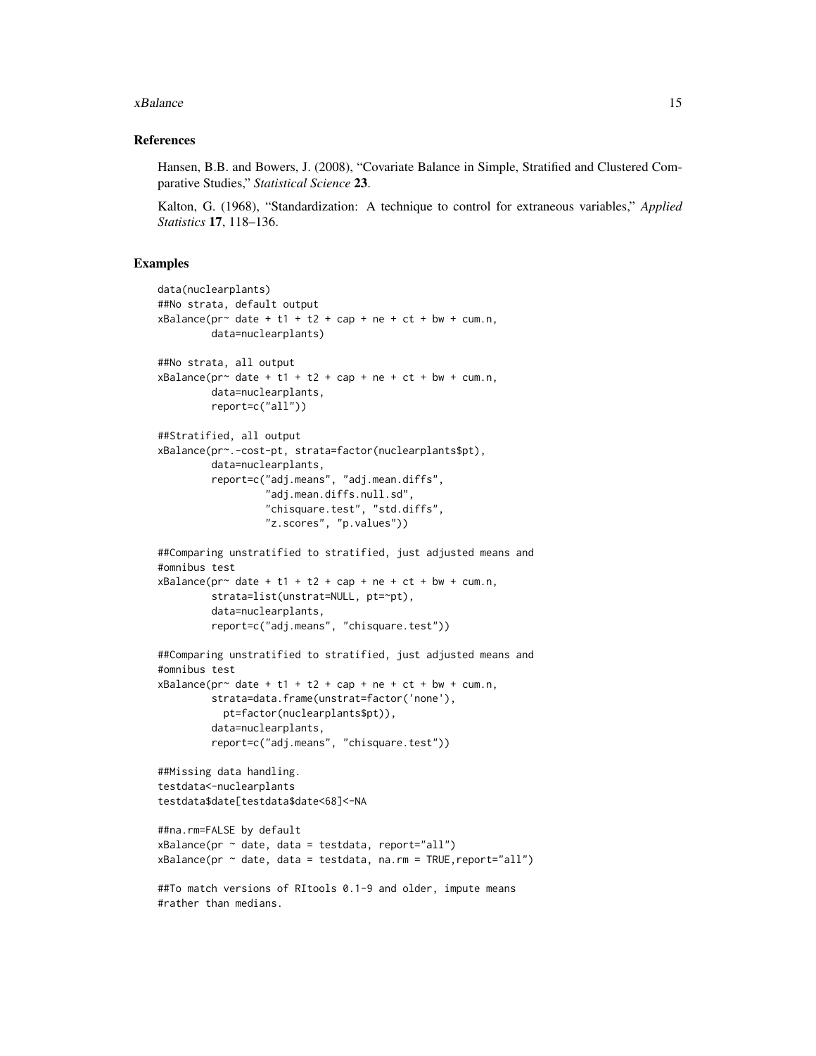### References

Hansen, B.B. and Bowers, J. (2008), "Covariate Balance in Simple, Stratified and Clustered Comparative Studies," *Statistical Science* **23**.

Kalton, G. (1968), "Standardization: A technique to control for extraneous variables," *Applied Statistics* **17**, 118–136.

### Examples

```
data(nuclearplants)
##No strata, default output
xBalance(pr~ date + t1 + t2 + cap + ne + ct + bw + cum.n,
         data=nuclearplants)

##No strata, all output
xBalance(pr~ date + t1 + t2 + cap + ne + ct + bw + cum.n,
         data=nuclearplants,
         report=c("all"))

##Stratified, all output
xBalance(pr~.-cost-pt, strata=factor(nuclearplants$pt),
         data=nuclearplants,
         report=c("adj.means", "adj.mean.diffs",
                  "adj.mean.diffs.null.sd",
                  "chisquare.test", "std.diffs",
                  "z.scores", "p.values"))

##Comparing unstratified to stratified, just adjusted means and
#omnibus test
xBalance(pr~ date + t1 + t2 + cap + ne + ct + bw + cum.n,
         strata=list(unstrat=NULL, pt=~pt),
         data=nuclearplants,
         report=c("adj.means", "chisquare.test"))

##Comparing unstratified to stratified, just adjusted means and
#omnibus test
xBalance(pr~ date + t1 + t2 + cap + ne + ct + bw + cum.n,
         strata=data.frame(unstrat=factor('none'),
           pt=factor(nuclearplants$pt)),
         data=nuclearplants,
         report=c("adj.means", "chisquare.test"))

##Missing data handling.
testdata<-nuclearplants
testdata$date[testdata$date<68]<-NA

##na.rm=FALSE by default
xBalance(pr ~ date, data = testdata, report="all")
xBalance(pr ~ date, data = testdata, na.rm = TRUE,report="all")

##To match versions of RItools 0.1-9 and older, impute means
#rather than medians.
```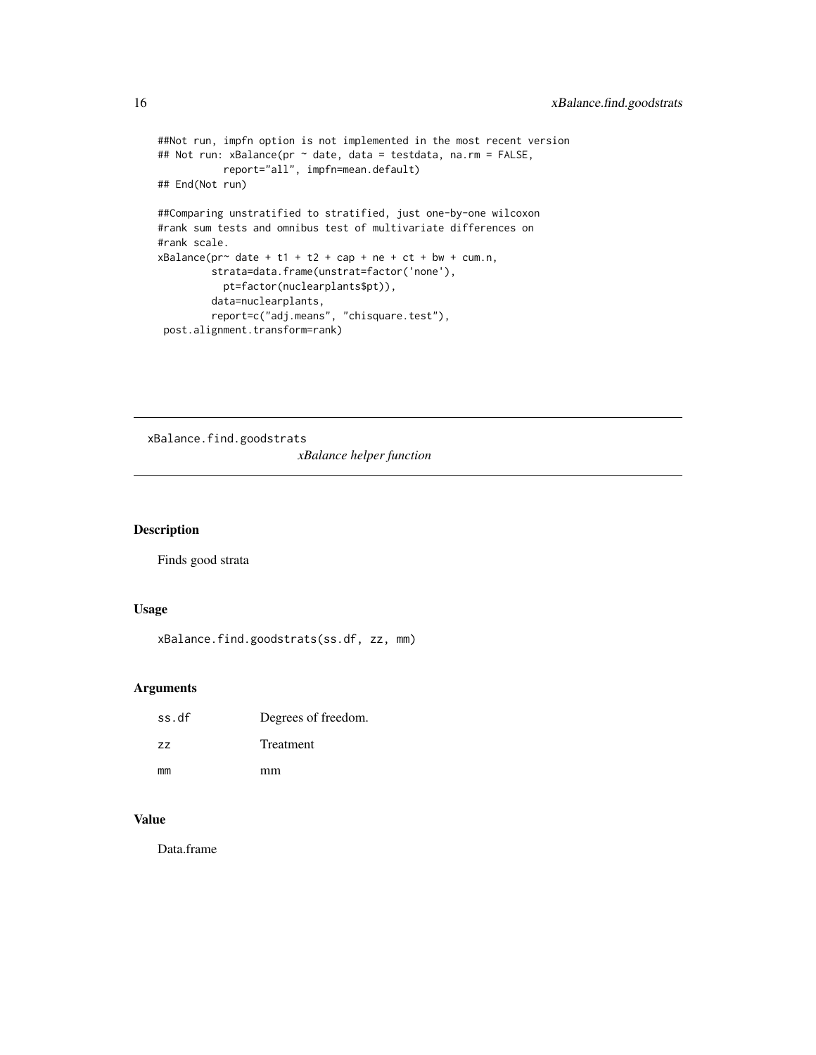```
##Not run, impfn option is not implemented in the most recent version
## Not run: xBalance(pr ~ date, data = testdata, na.rm = FALSE,
          report="all", impfn=mean.default)
## End(Not run)

##Comparing unstratified to stratified, just one-by-one wilcoxon
#rank sum tests and omnibus test of multivariate differences on
#rank scale.
xBalance(pr~ date + t1 + t2 + cap + ne + ct + bw + cum.n,
         strata=data.frame(unstrat=factor('none'),
           pt=factor(nuclearplants$pt)),
         data=nuclearplants,
         report=c("adj.means", "chisquare.test"),
 post.alignment.transform=rank)
```

---

## xBalance.find.goodstrats

*xBalance helper function*

---

### Description

Finds good strata

### Usage

```
xBalance.find.goodstrats(ss.df, zz, mm)
```

### Arguments

| | |
|---|---|
| ss.df | Degrees of freedom. |
| zz | Treatment |
| mm | mm |

### Value

Data.frame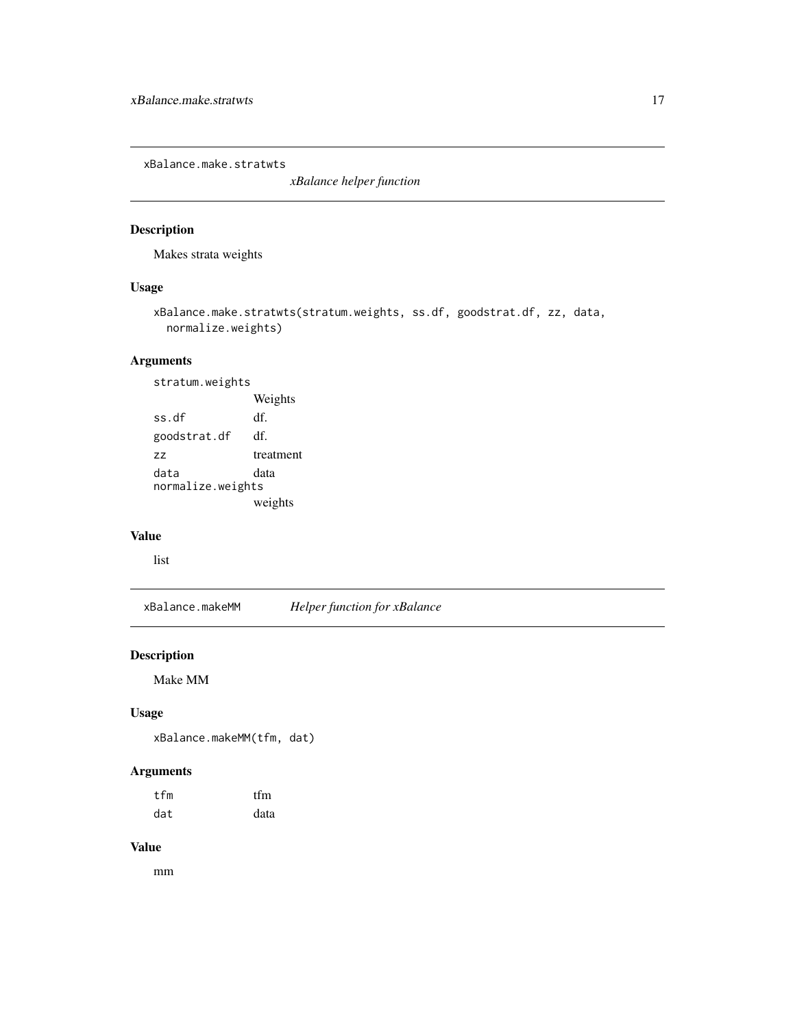## xBalance.make.stratwts

*xBalance helper function*

### Description

Makes strata weights

### Usage

```
xBalance.make.stratwts(stratum.weights, ss.df, goodstrat.df, zz, data,
  normalize.weights)
```

### Arguments

| | |
|---|---|
| stratum.weights | Weights |
| ss.df | df. |
| goodstrat.df | df. |
| zz | treatment |
| data | data |
| normalize.weights | weights |

### Value

list

## xBalance.makeMM

*Helper function for xBalance*

### Description

Make MM

### Usage

```
xBalance.makeMM(tfm, dat)
```

### Arguments

| | |
|---|---|
| tfm | tfm |
| dat | data |

### Value

mm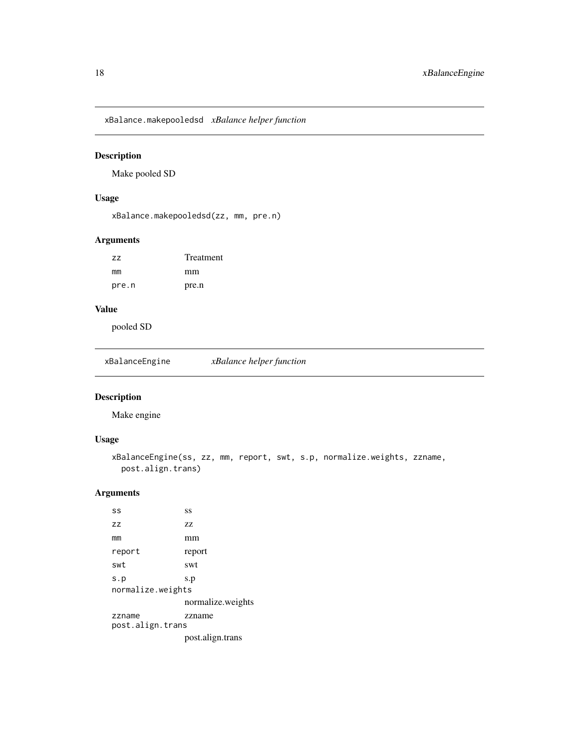## xBalance.makepooledsd *xBalance helper function*

### Description

Make pooled SD

### Usage

```
xBalance.makepooledsd(zz, mm, pre.n)
```

### Arguments

| | |
|---|---|
| zz | Treatment |
| mm | mm |
| pre.n | pre.n |

### Value

pooled SD

## xBalanceEngine *xBalance helper function*

### Description

Make engine

### Usage

```
xBalanceEngine(ss, zz, mm, report, swt, s.p, normalize.weights, zzname,
  post.align.trans)
```

### Arguments

| | |
|---|---|
| ss | ss |
| zz | zz |
| mm | mm |
| report | report |
| swt | swt |
| s.p | s.p |
| normalize.weights | normalize.weights |
| zzname | zzname |
| post.align.trans | post.align.trans |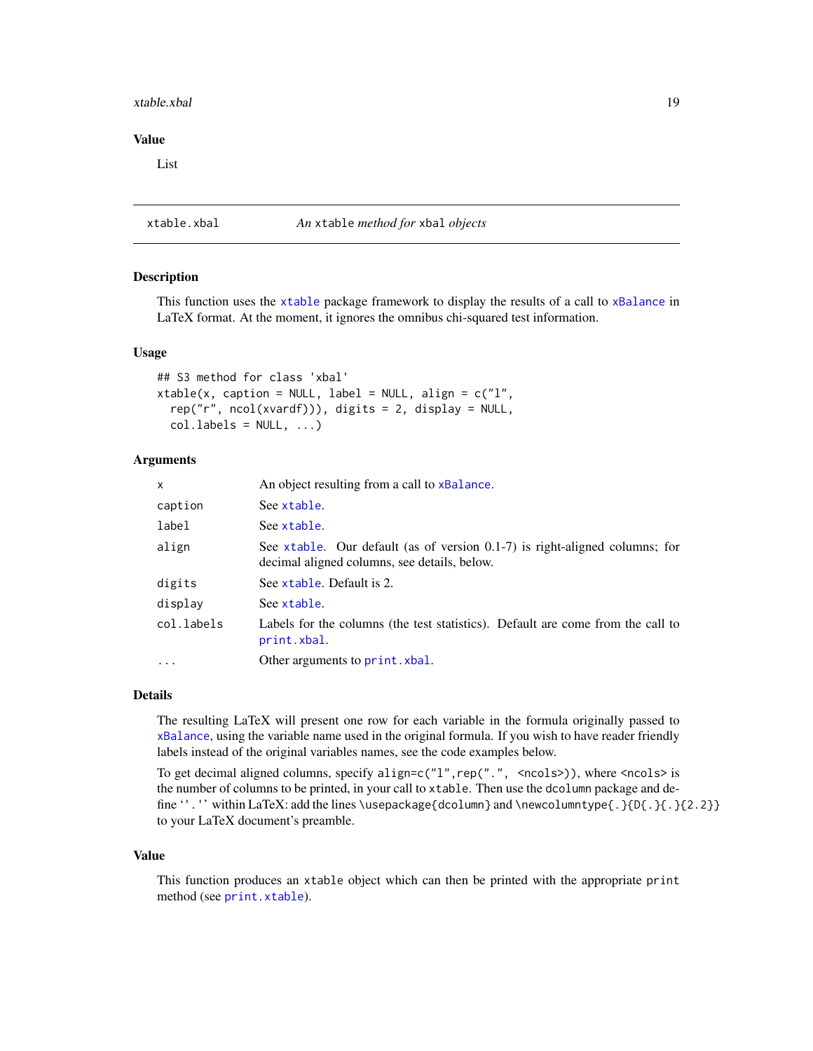## Value

List

---

xtable.xbal — *An* `xtable` *method for* `xbal` *objects*

---

### Description

This function uses the `xtable` package framework to display the results of a call to `xBalance` in LaTeX format. At the moment, it ignores the omnibus chi-squared test information.

### Usage

```
## S3 method for class 'xbal'
xtable(x, caption = NULL, label = NULL, align = c("l",
  rep("r", ncol(xvardf))), digits = 2, display = NULL,
  col.labels = NULL, ...)
```

### Arguments

| | |
|---|---|
| `x` | An object resulting from a call to `xBalance`. |
| `caption` | See `xtable`. |
| `label` | See `xtable`. |
| `align` | See `xtable`. Our default (as of version 0.1-7) is right-aligned columns; for decimal aligned columns, see details, below. |
| `digits` | See `xtable`. Default is 2. |
| `display` | See `xtable`. |
| `col.labels` | Labels for the columns (the test statistics). Default are come from the call to `print.xbal`. |
| `...` | Other arguments to `print.xbal`. |

### Details

The resulting LaTeX will present one row for each variable in the formula originally passed to `xBalance`, using the variable name used in the original formula. If you wish to have reader friendly labels instead of the original variables names, see the code examples below.

To get decimal aligned columns, specify `align=c("l",rep(".", <ncols>))`, where `<ncols>` is the number of columns to be printed, in your call to `xtable`. Then use the `dcolumn` package and define ‘`.`’ within LaTeX: add the lines `\usepackage{dcolumn}` and `\newcolumntype{.}{D{.}{.}{2.2}}` to your LaTeX document's preamble.

### Value

This function produces an `xtable` object which can then be printed with the appropriate `print` method (see `print.xtable`).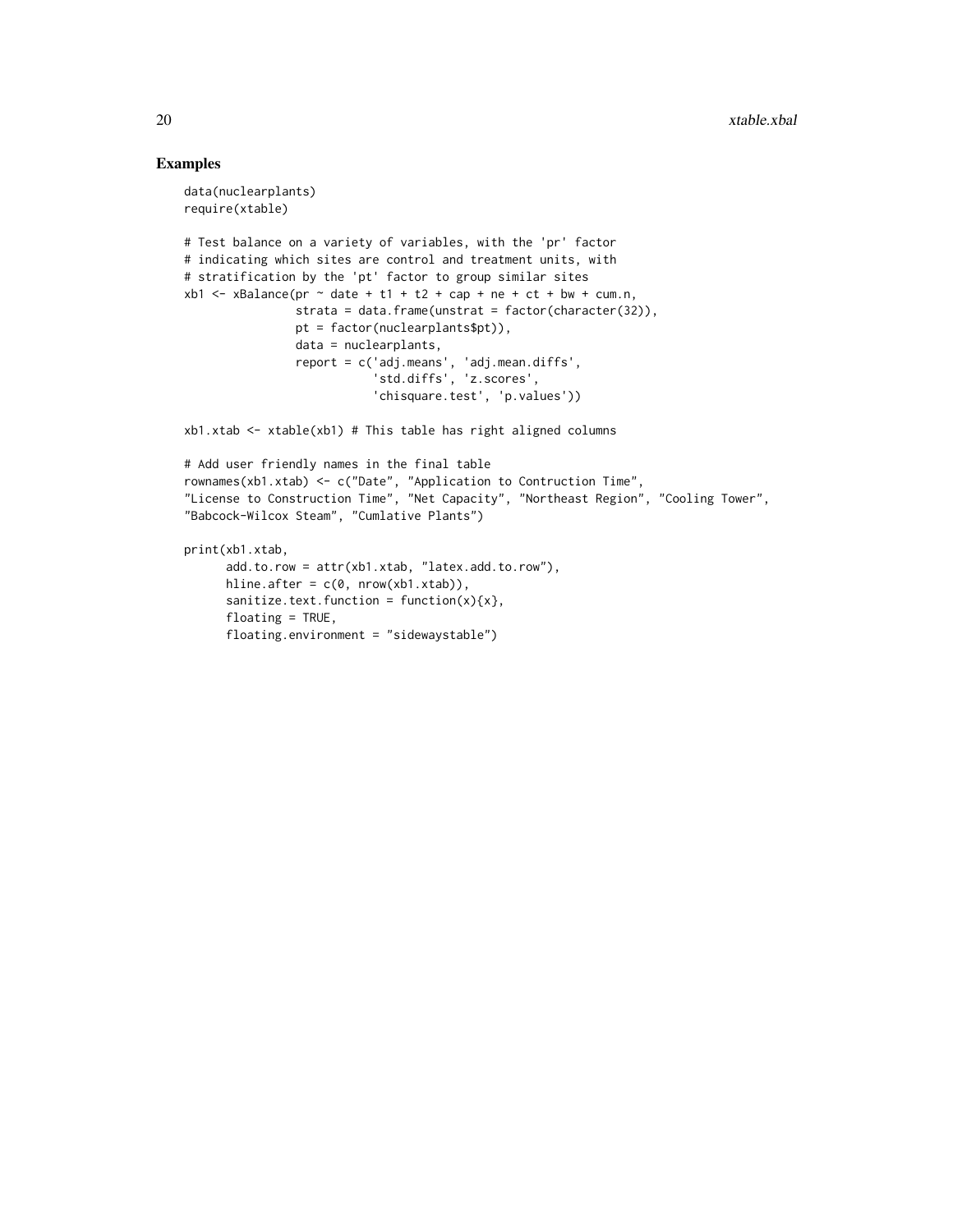## Examples

```
data(nuclearplants)
require(xtable)

# Test balance on a variety of variables, with the 'pr' factor
# indicating which sites are control and treatment units, with
# stratification by the 'pt' factor to group similar sites
xb1 <- xBalance(pr ~ date + t1 + t2 + cap + ne + ct + bw + cum.n,
                strata = data.frame(unstrat = factor(character(32)),
                pt = factor(nuclearplants$pt)),
                data = nuclearplants,
                report = c('adj.means', 'adj.mean.diffs',
                           'std.diffs', 'z.scores',
                           'chisquare.test', 'p.values'))

xb1.xtab <- xtable(xb1) # This table has right aligned columns

# Add user friendly names in the final table
rownames(xb1.xtab) <- c("Date", "Application to Contruction Time",
"License to Construction Time", "Net Capacity", "Northeast Region", "Cooling Tower",
"Babcock-Wilcox Steam", "Cumlative Plants")

print(xb1.xtab,
      add.to.row = attr(xb1.xtab, "latex.add.to.row"),
      hline.after = c(0, nrow(xb1.xtab)),
      sanitize.text.function = function(x){x},
      floating = TRUE,
      floating.environment = "sidewaystable")
```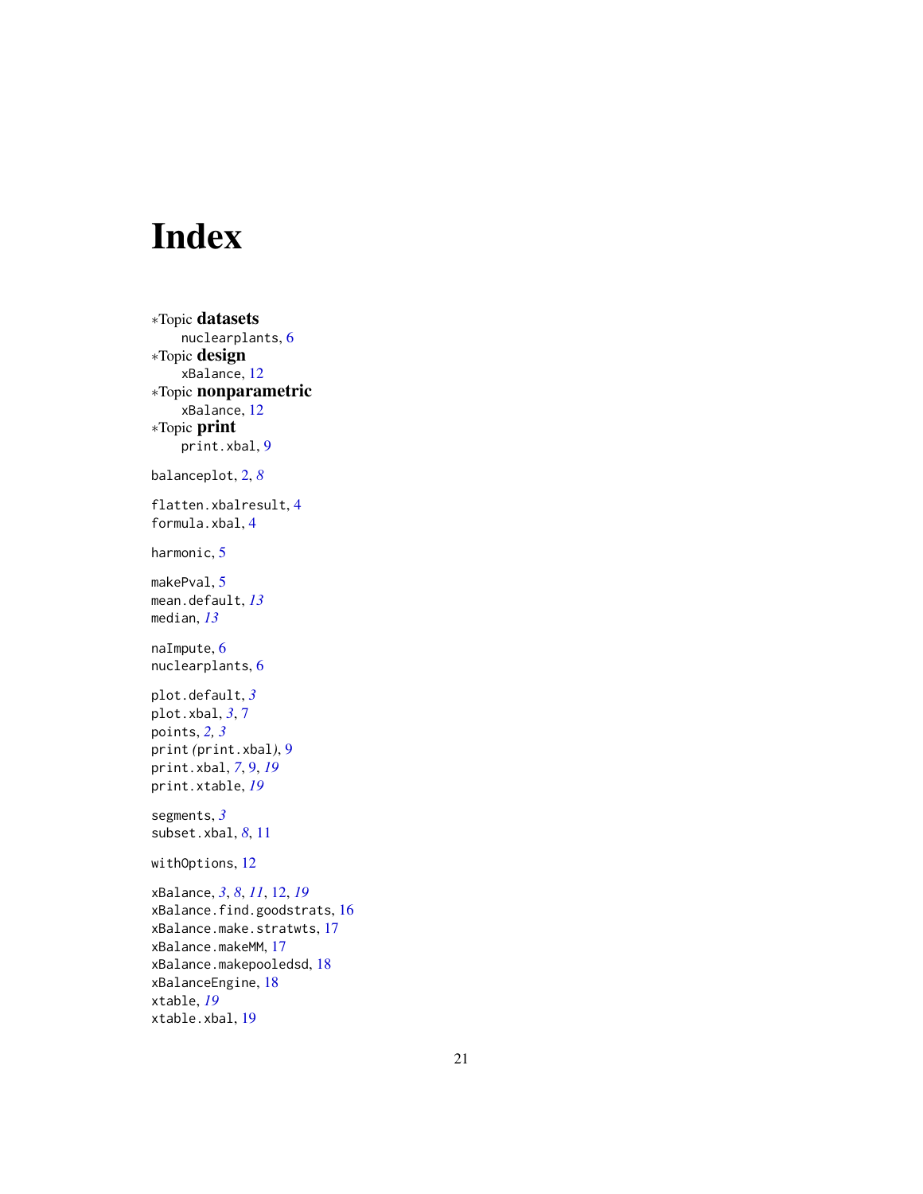# Index

∗Topic **datasets**
    nuclearplants, 6
∗Topic **design**
    xBalance, 12
∗Topic **nonparametric**
    xBalance, 12
∗Topic **print**
    print.xbal, 9

balanceplot, 2, *8*

flatten.xbalresult, 4
formula.xbal, 4

harmonic, 5

makePval, 5
mean.default, *13*
median, *13*

naImpute, 6
nuclearplants, 6

plot.default, *3*
plot.xbal, *3*, 7
points, *2, 3*
print *(*print.xbal*)*, 9
print.xbal, *7*, 9, *19*
print.xtable, *19*

segments, *3*
subset.xbal, *8*, 11

withOptions, 12

xBalance, *3*, *8*, *11*, 12, *19*
xBalance.find.goodstrats, 16
xBalance.make.stratwts, 17
xBalance.makeMM, 17
xBalance.makepooledsd, 18
xBalanceEngine, 18
xtable, *19*
xtable.xbal, 19